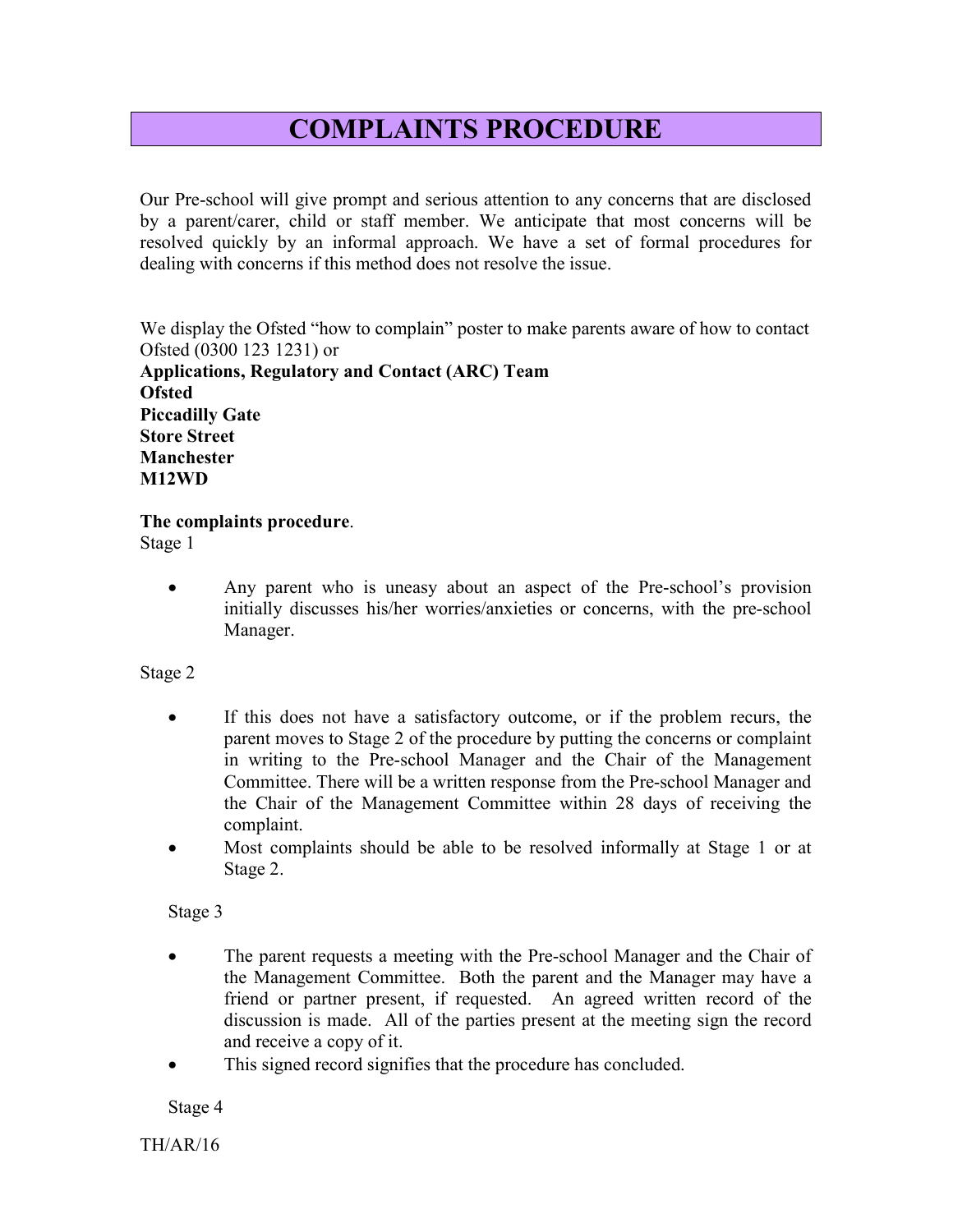# COMPLAINTS PROCEDURE

Our Pre-school will give prompt and serious attention to any concerns that are disclosed by a parent/carer, child or staff member. We anticipate that most concerns will be resolved quickly by an informal approach. We have a set of formal procedures for dealing with concerns if this method does not resolve the issue.

We display the Ofsted "how to complain" poster to make parents aware of how to contact Ofsted (0300 123 1231) or
**Applications, Regulatory and Contact (ARC) Team**
**Ofsted**
**Piccadilly Gate**
**Store Street**
**Manchester**
**M12WD**

**The complaints procedure**.

Stage 1

- Any parent who is uneasy about an aspect of the Pre-school's provision initially discusses his/her worries/anxieties or concerns, with the pre-school Manager.

Stage 2

- If this does not have a satisfactory outcome, or if the problem recurs, the parent moves to Stage 2 of the procedure by putting the concerns or complaint in writing to the Pre-school Manager and the Chair of the Management Committee. There will be a written response from the Pre-school Manager and the Chair of the Management Committee within 28 days of receiving the complaint.
- Most complaints should be able to be resolved informally at Stage 1 or at Stage 2.

Stage 3

- The parent requests a meeting with the Pre-school Manager and the Chair of the Management Committee. Both the parent and the Manager may have a friend or partner present, if requested. An agreed written record of the discussion is made. All of the parties present at the meeting sign the record and receive a copy of it.
- This signed record signifies that the procedure has concluded.

Stage 4

TH/AR/16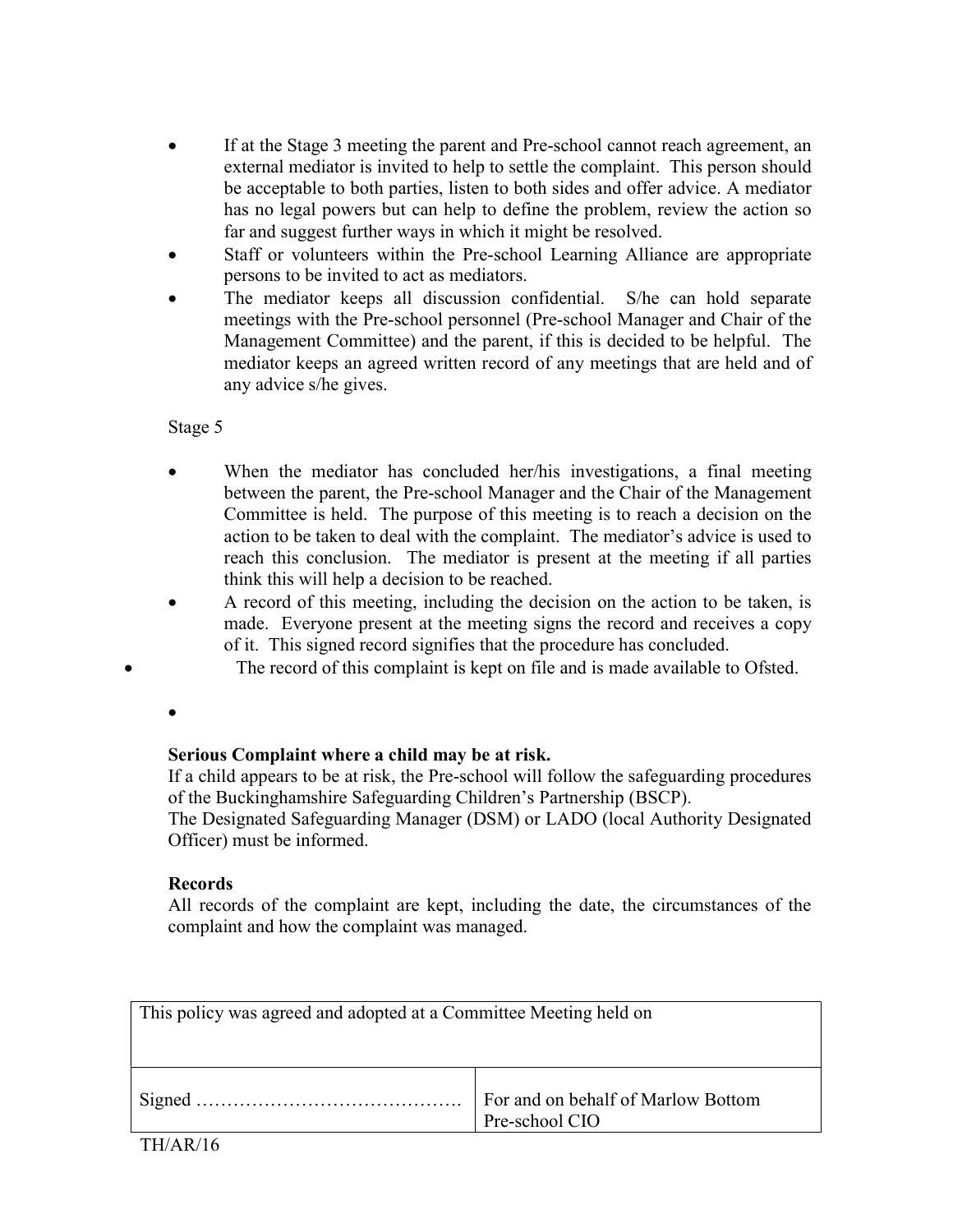- If at the Stage 3 meeting the parent and Pre-school cannot reach agreement, an external mediator is invited to help to settle the complaint. This person should be acceptable to both parties, listen to both sides and offer advice. A mediator has no legal powers but can help to define the problem, review the action so far and suggest further ways in which it might be resolved.
- Staff or volunteers within the Pre-school Learning Alliance are appropriate persons to be invited to act as mediators.
- The mediator keeps all discussion confidential. S/he can hold separate meetings with the Pre-school personnel (Pre-school Manager and Chair of the Management Committee) and the parent, if this is decided to be helpful. The mediator keeps an agreed written record of any meetings that are held and of any advice s/he gives.

Stage 5

- When the mediator has concluded her/his investigations, a final meeting between the parent, the Pre-school Manager and the Chair of the Management Committee is held. The purpose of this meeting is to reach a decision on the action to be taken to deal with the complaint. The mediator's advice is used to reach this conclusion. The mediator is present at the meeting if all parties think this will help a decision to be reached.
- A record of this meeting, including the decision on the action to be taken, is made. Everyone present at the meeting signs the record and receives a copy of it. This signed record signifies that the procedure has concluded.
- The record of this complaint is kept on file and is made available to Ofsted.

**Serious Complaint where a child may be at risk.**

If a child appears to be at risk, the Pre-school will follow the safeguarding procedures of the Buckinghamshire Safeguarding Children's Partnership (BSCP).

The Designated Safeguarding Manager (DSM) or LADO (local Authority Designated Officer) must be informed.

**Records**

All records of the complaint are kept, including the date, the circumstances of the complaint and how the complaint was managed.

| This policy was agreed and adopted at a Committee Meeting held on | |
|---|---|
| Signed ……………………………………. | For and on behalf of Marlow Bottom Pre-school CIO |

TH/AR/16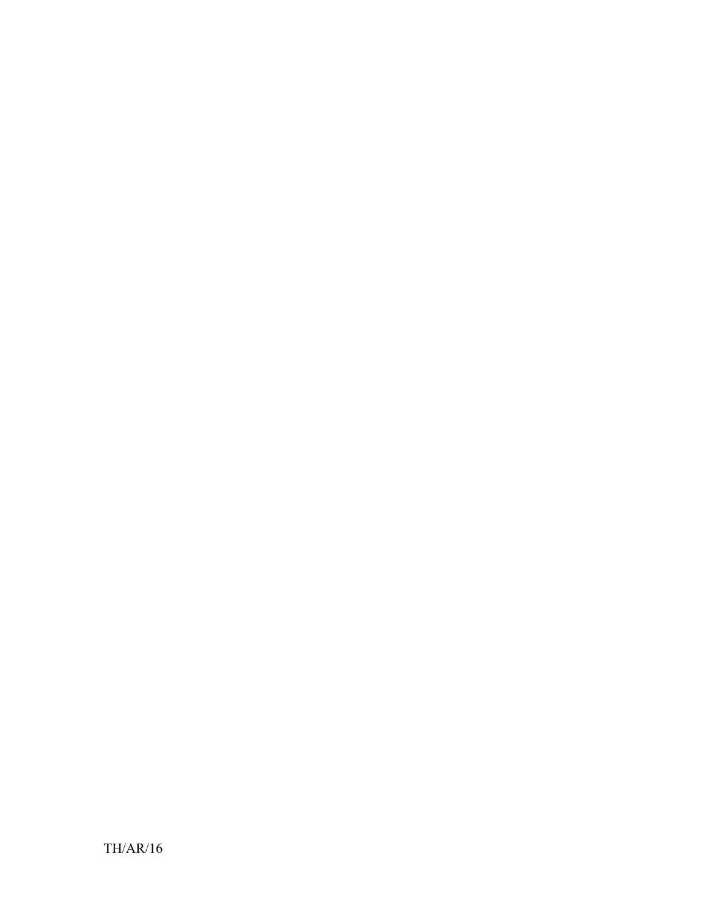TH/AR/16